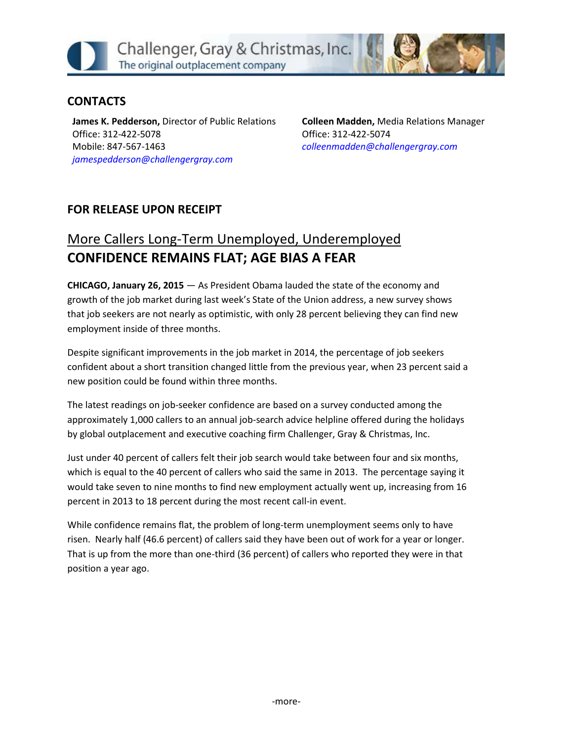Challenger, Gray & Christmas, Inc.
The original outplacement company

## CONTACTS

**James K. Pedderson,** Director of Public Relations
Office: 312-422-5078
Mobile: 847-567-1463
*jamespedderson@challengergray.com*

**Colleen Madden,** Media Relations Manager
Office: 312-422-5074
*colleenmadden@challengergray.com*

## FOR RELEASE UPON RECEIPT

# More Callers Long-Term Unemployed, Underemployed
# CONFIDENCE REMAINS FLAT; AGE BIAS A FEAR

**CHICAGO, January 26, 2015** — As President Obama lauded the state of the economy and growth of the job market during last week's State of the Union address, a new survey shows that job seekers are not nearly as optimistic, with only 28 percent believing they can find new employment inside of three months.

Despite significant improvements in the job market in 2014, the percentage of job seekers confident about a short transition changed little from the previous year, when 23 percent said a new position could be found within three months.

The latest readings on job-seeker confidence are based on a survey conducted among the approximately 1,000 callers to an annual job-search advice helpline offered during the holidays by global outplacement and executive coaching firm Challenger, Gray & Christmas, Inc.

Just under 40 percent of callers felt their job search would take between four and six months, which is equal to the 40 percent of callers who said the same in 2013. The percentage saying it would take seven to nine months to find new employment actually went up, increasing from 16 percent in 2013 to 18 percent during the most recent call-in event.

While confidence remains flat, the problem of long-term unemployment seems only to have risen. Nearly half (46.6 percent) of callers said they have been out of work for a year or longer. That is up from the more than one-third (36 percent) of callers who reported they were in that position a year ago.

-more-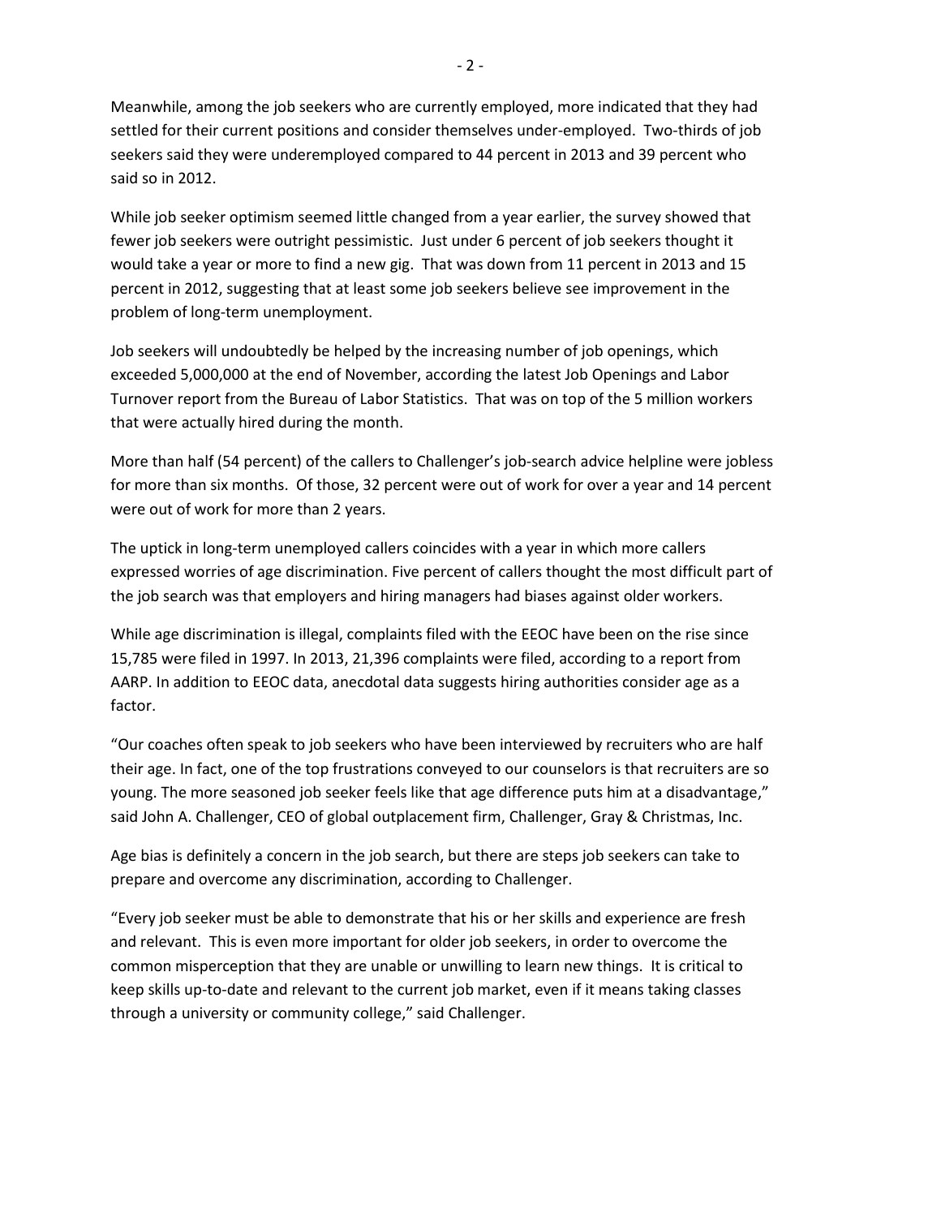Meanwhile, among the job seekers who are currently employed, more indicated that they had settled for their current positions and consider themselves under-employed. Two-thirds of job seekers said they were underemployed compared to 44 percent in 2013 and 39 percent who said so in 2012.

While job seeker optimism seemed little changed from a year earlier, the survey showed that fewer job seekers were outright pessimistic. Just under 6 percent of job seekers thought it would take a year or more to find a new gig. That was down from 11 percent in 2013 and 15 percent in 2012, suggesting that at least some job seekers believe see improvement in the problem of long-term unemployment.

Job seekers will undoubtedly be helped by the increasing number of job openings, which exceeded 5,000,000 at the end of November, according the latest Job Openings and Labor Turnover report from the Bureau of Labor Statistics. That was on top of the 5 million workers that were actually hired during the month.

More than half (54 percent) of the callers to Challenger's job-search advice helpline were jobless for more than six months. Of those, 32 percent were out of work for over a year and 14 percent were out of work for more than 2 years.

The uptick in long-term unemployed callers coincides with a year in which more callers expressed worries of age discrimination. Five percent of callers thought the most difficult part of the job search was that employers and hiring managers had biases against older workers.

While age discrimination is illegal, complaints filed with the EEOC have been on the rise since 15,785 were filed in 1997. In 2013, 21,396 complaints were filed, according to a report from AARP. In addition to EEOC data, anecdotal data suggests hiring authorities consider age as a factor.

"Our coaches often speak to job seekers who have been interviewed by recruiters who are half their age. In fact, one of the top frustrations conveyed to our counselors is that recruiters are so young. The more seasoned job seeker feels like that age difference puts him at a disadvantage," said John A. Challenger, CEO of global outplacement firm, Challenger, Gray & Christmas, Inc.

Age bias is definitely a concern in the job search, but there are steps job seekers can take to prepare and overcome any discrimination, according to Challenger.

"Every job seeker must be able to demonstrate that his or her skills and experience are fresh and relevant. This is even more important for older job seekers, in order to overcome the common misperception that they are unable or unwilling to learn new things. It is critical to keep skills up-to-date and relevant to the current job market, even if it means taking classes through a university or community college," said Challenger.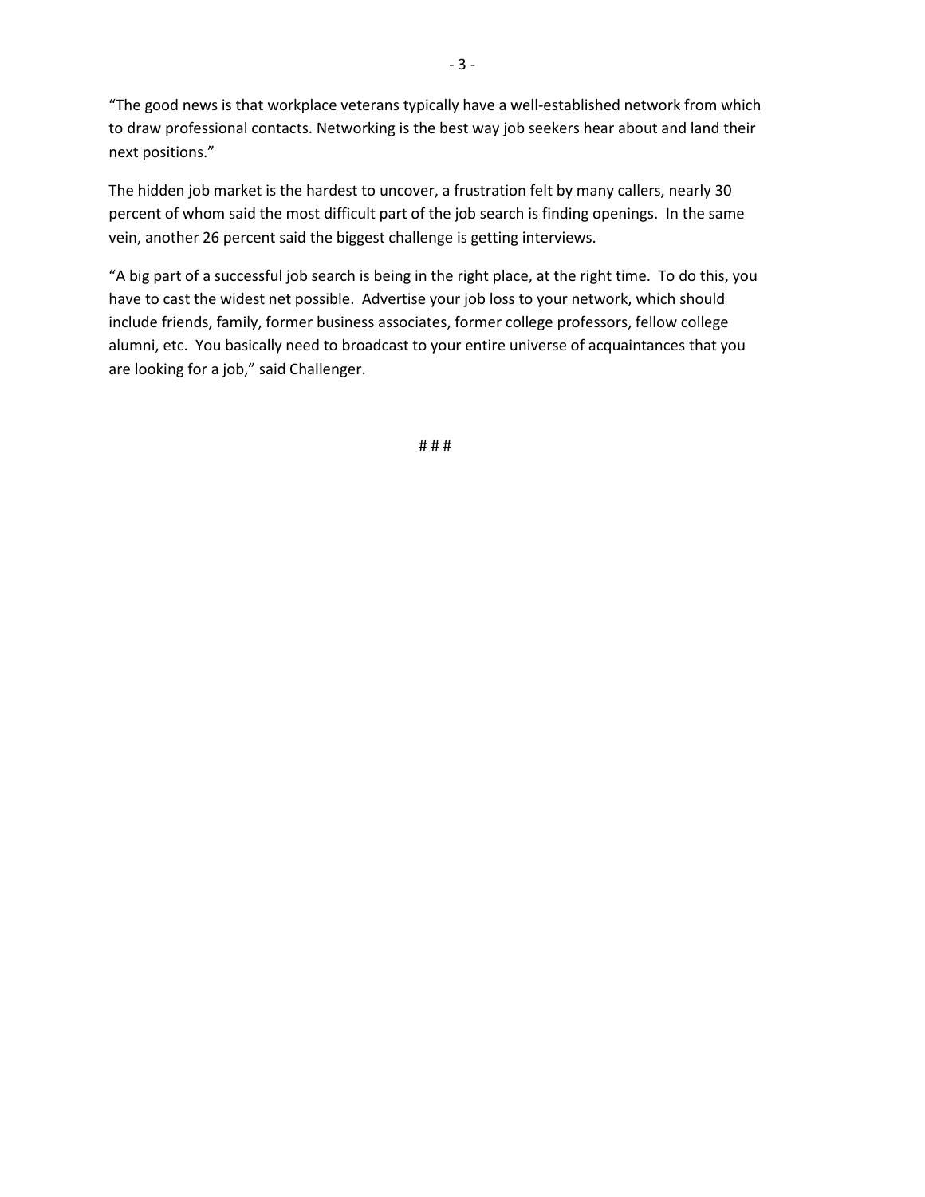"The good news is that workplace veterans typically have a well-established network from which to draw professional contacts. Networking is the best way job seekers hear about and land their next positions."

The hidden job market is the hardest to uncover, a frustration felt by many callers, nearly 30 percent of whom said the most difficult part of the job search is finding openings. In the same vein, another 26 percent said the biggest challenge is getting interviews.

"A big part of a successful job search is being in the right place, at the right time. To do this, you have to cast the widest net possible. Advertise your job loss to your network, which should include friends, family, former business associates, former college professors, fellow college alumni, etc. You basically need to broadcast to your entire universe of acquaintances that you are looking for a job," said Challenger.

# # #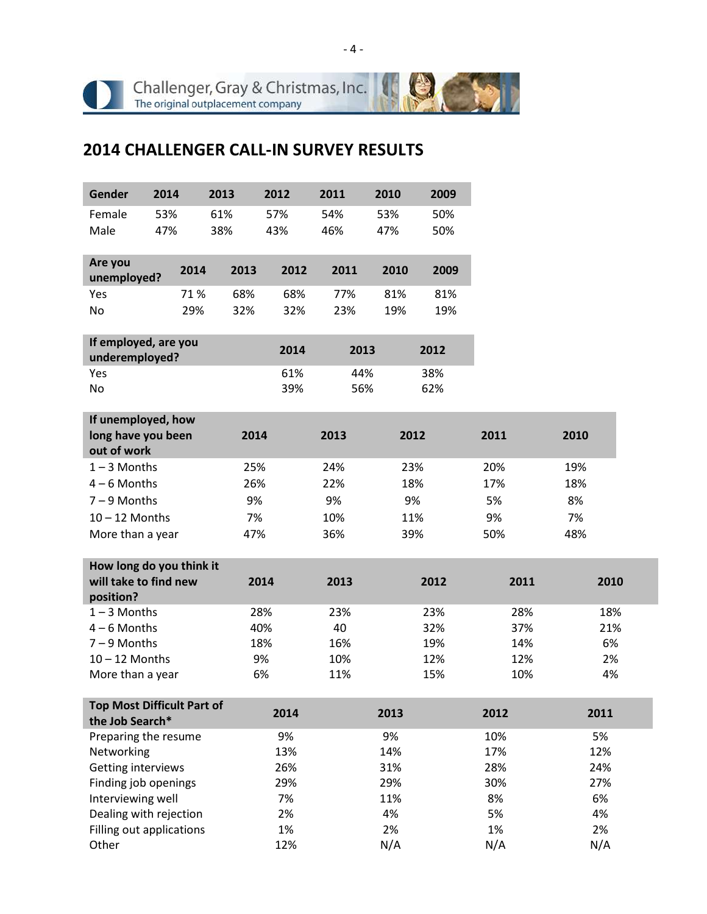Challenger, Gray & Christmas, Inc.
The original outplacement company

## 2014 CHALLENGER CALL-IN SURVEY RESULTS

| Gender | 2014 | 2013 | 2012 | 2011 | 2010 | 2009 |
|---|---|---|---|---|---|---|
| Female | 53% | 61% | 57% | 54% | 53% | 50% |
| Male | 47% | 38% | 43% | 46% | 47% | 50% |

| Are you unemployed? | 2014 | 2013 | 2012 | 2011 | 2010 | 2009 |
|---|---|---|---|---|---|---|
| Yes | 71 % | 68% | 68% | 77% | 81% | 81% |
| No | 29% | 32% | 32% | 23% | 19% | 19% |

| If employed, are you underemployed? | 2014 | 2013 | 2012 |
|---|---|---|---|
| Yes | 61% | 44% | 38% |
| No | 39% | 56% | 62% |

| If unemployed, how long have you been out of work | 2014 | 2013 | 2012 | 2011 | 2010 |
|---|---|---|---|---|---|
| 1 – 3 Months | 25% | 24% | 23% | 20% | 19% |
| 4 – 6 Months | 26% | 22% | 18% | 17% | 18% |
| 7 – 9 Months | 9% | 9% | 9% | 5% | 8% |
| 10 – 12 Months | 7% | 10% | 11% | 9% | 7% |
| More than a year | 47% | 36% | 39% | 50% | 48% |

| How long do you think it will take to find new position? | 2014 | 2013 | 2012 | 2011 | 2010 |
|---|---|---|---|---|---|
| 1 – 3 Months | 28% | 23% | 23% | 28% | 18% |
| 4 – 6 Months | 40% | 40 | 32% | 37% | 21% |
| 7 – 9 Months | 18% | 16% | 19% | 14% | 6% |
| 10 – 12 Months | 9% | 10% | 12% | 12% | 2% |
| More than a year | 6% | 11% | 15% | 10% | 4% |

| Top Most Difficult Part of the Job Search* | 2014 | 2013 | 2012 | 2011 |
|---|---|---|---|---|
| Preparing the resume | 9% | 9% | 10% | 5% |
| Networking | 13% | 14% | 17% | 12% |
| Getting interviews | 26% | 31% | 28% | 24% |
| Finding job openings | 29% | 29% | 30% | 27% |
| Interviewing well | 7% | 11% | 8% | 6% |
| Dealing with rejection | 2% | 4% | 5% | 4% |
| Filling out applications | 1% | 2% | 1% | 2% |
| Other | 12% | N/A | N/A | N/A |